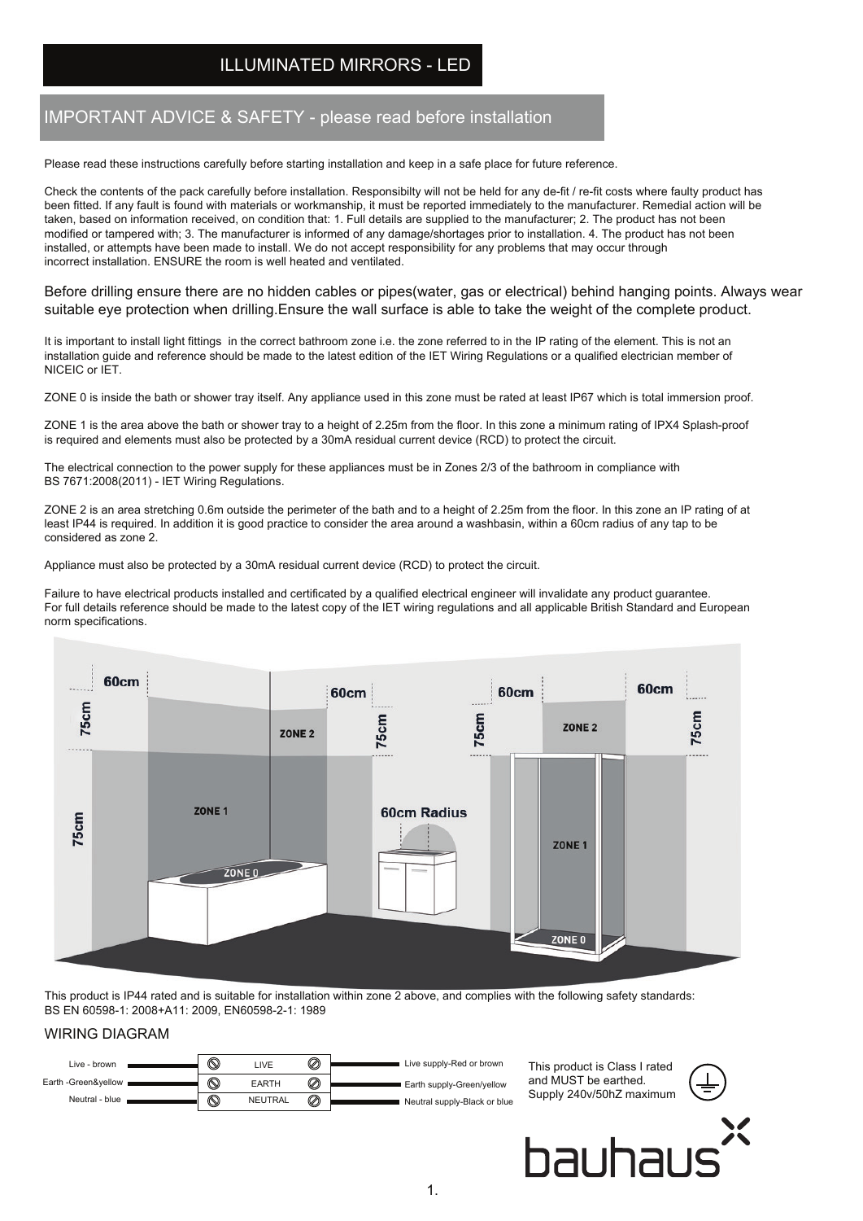# ILLUMINATED MIRRORS - LED

## IMPORTANT ADVICE & SAFETY - please read before installation

Please read these instructions carefully before starting installation and keep in a safe place for future reference.

Check the contents of the pack carefully before installation. Responsibilty will not be held for any de-fit / re-fit costs where faulty product has been fitted. If any fault is found with materials or workmanship, it must be reported immediately to the manufacturer. Remedial action will be taken, based on information received, on condition that: 1. Full details are supplied to the manufacturer; 2. The product has not been modified or tampered with; 3. The manufacturer is informed of any damage/shortages prior to installation. 4. The product has not been installed, or attempts have been made to install. We do not accept responsibility for any problems that may occur through incorrect installation. ENSURE the room is well heated and ventilated.

Before drilling ensure there are no hidden cables or pipes(water, gas or electrical) behind hanging points. Always wear suitable eye protection when drilling.Ensure the wall surface is able to take the weight of the complete product.

It is important to install light fittings in the correct bathroom zone i.e. the zone referred to in the IP rating of the element. This is not an installation guide and reference should be made to the latest edition of the IET Wiring Regulations or a qualified electrician member of NICEIC or IET.

ZONE 0 is inside the bath or shower tray itself. Any appliance used in this zone must be rated at least IP67 which is total immersion proof.

ZONE 1 is the area above the bath or shower tray to a height of 2.25m from the floor. In this zone a minimum rating of IPX4 Splash-proof is required and elements must also be protected by a 30mA residual current device (RCD) to protect the circuit.

The electrical connection to the power supply for these appliances must be in Zones 2/3 of the bathroom in compliance with BS 7671:2008(2011) - IET Wiring Regulations.

ZONE 2 is an area stretching 0.6m outside the perimeter of the bath and to a height of 2.25m from the floor. In this zone an IP rating of at least IP44 is required. In addition it is good practice to consider the area around a washbasin, within a 60cm radius of any tap to be considered as zone 2.

Appliance must also be protected by a 30mA residual current device (RCD) to protect the circuit.

Failure to have electrical products installed and certificated by a qualified electrical engineer will invalidate any product guarantee.
For full details reference should be made to the latest copy of the IET wiring regulations and all applicable British Standard and European norm specifications.

60cm
75cm
75cm
ZONE 2
ZONE 1
ZONE 0
60cm
75cm
60cm Radius
60cm
75cm
ZONE 2
ZONE 1
ZONE 0
60cm
75cm

This product is IP44 rated and is suitable for installation within zone 2 above, and complies with the following safety standards: BS EN 60598-1: 2008+A11: 2009, EN60598-2-1: 1989

### WIRING DIAGRAM

| | | |
|---|---|---|
| Live - brown | LIVE | Live supply-Red or brown |
| Earth -Green&yellow | EARTH | Earth supply-Green/yellow |
| Neutral - blue | NEUTRAL | Neutral supply-Black or blue |

This product is Class I rated and MUST be earthed.
Supply 240v/50hZ maximum

bauhaus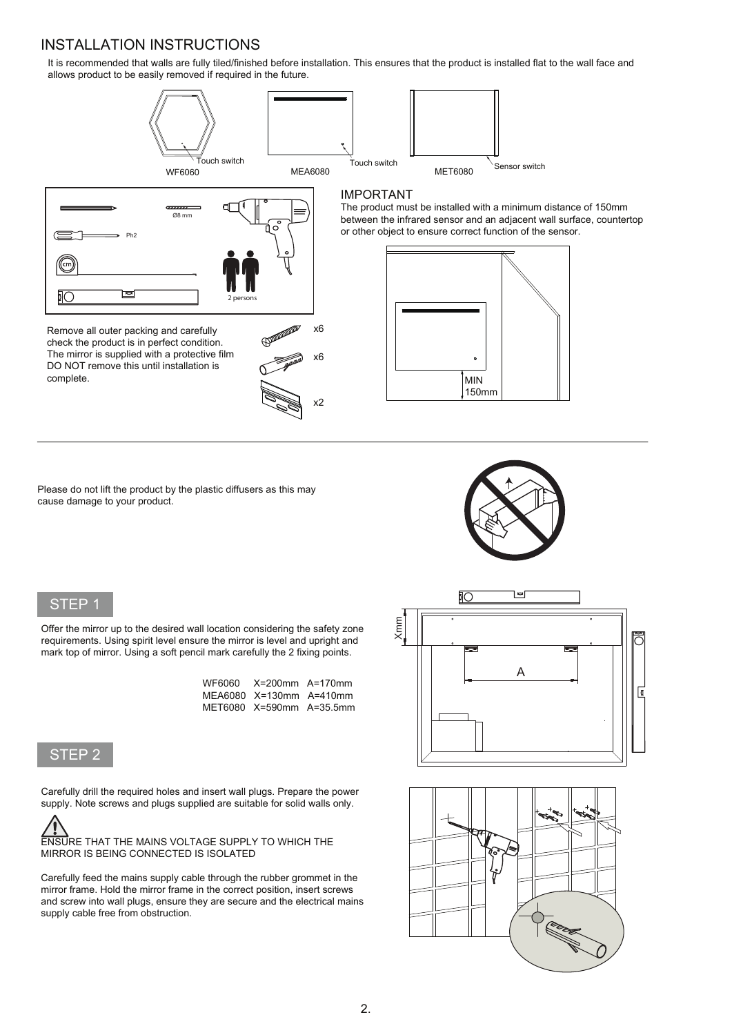# INSTALLATION INSTRUCTIONS

It is recommended that walls are fully tiled/finished before installation. This ensures that the product is installed flat to the wall face and allows product to be easily removed if required in the future.

Touch switch
WF6060

MEA6080
Touch switch

MET6080
Sensor switch

Ø8 mm

Ph2

cm

2 persons

Remove all outer packing and carefully check the product is in perfect condition. The mirror is supplied with a protective film DO NOT remove this until installation is complete.

x6

x6

x2

## IMPORTANT

The product must be installed with a minimum distance of 150mm between the infrared sensor and an adjacent wall surface, countertop or other object to ensure correct function of the sensor.

MIN
150mm

Please do not lift the product by the plastic diffusers as this may cause damage to your product.

## STEP 1

Offer the mirror up to the desired wall location considering the safety zone requirements. Using spirit level ensure the mirror is level and upright and mark top of mirror. Using a soft pencil mark carefully the 2 fixing points.

| | | |
|---|---|---|
| WF6060 | X=200mm | A=170mm |
| MEA6080 | X=130mm | A=410mm |
| MET6080 | X=590mm | A=35.5mm |

Xmm

A

## STEP 2

Carefully drill the required holes and insert wall plugs. Prepare the power supply. Note screws and plugs supplied are suitable for solid walls only.

ENSURE THAT THE MAINS VOLTAGE SUPPLY TO WHICH THE MIRROR IS BEING CONNECTED IS ISOLATED

Carefully feed the mains supply cable through the rubber grommet in the mirror frame. Hold the mirror frame in the correct position, insert screws and screw into wall plugs, ensure they are secure and the electrical mains supply cable free from obstruction.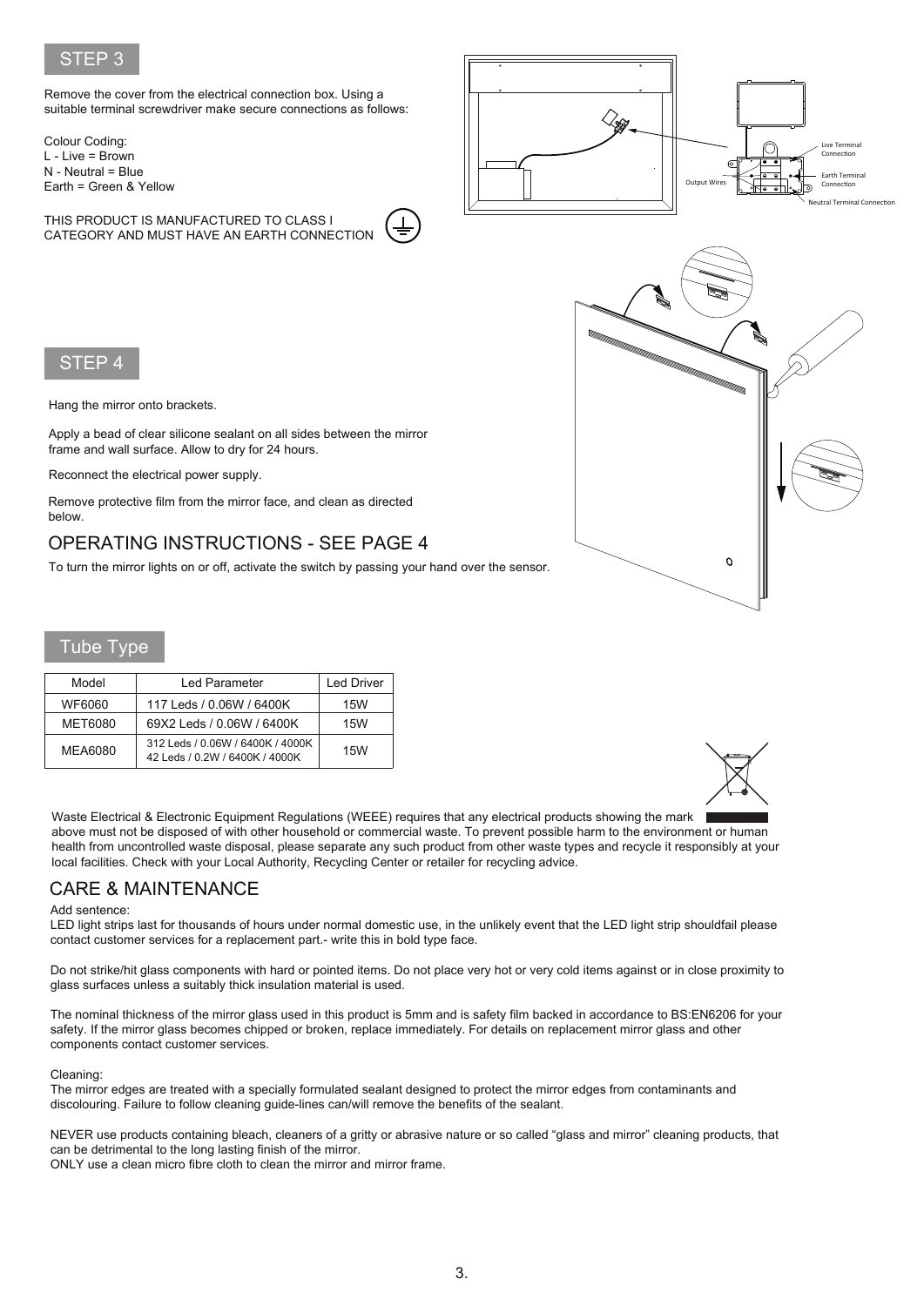## STEP 3

Remove the cover from the electrical connection box. Using a suitable terminal screwdriver make secure connections as follows:

Colour Coding:
L - Live = Brown
N - Neutral = Blue
Earth = Green & Yellow

THIS PRODUCT IS MANUFACTURED TO CLASS I CATEGORY AND MUST HAVE AN EARTH CONNECTION

Live Terminal Connection
Earth Terminal Connection
Output Wires
Neutral Terminal Connection

## STEP 4

Hang the mirror onto brackets.

Apply a bead of clear silicone sealant on all sides between the mirror frame and wall surface. Allow to dry for 24 hours.

Reconnect the electrical power supply.

Remove protective film from the mirror face, and clean as directed below.

## OPERATING INSTRUCTIONS - SEE PAGE 4

To turn the mirror lights on or off, activate the switch by passing your hand over the sensor.

## Tube Type

| Model | Led Parameter | Led Driver |
|---|---|---|
| WF6060 | 117 Leds / 0.06W / 6400K | 15W |
| MET6080 | 69X2 Leds / 0.06W / 6400K | 15W |
| MEA6080 | 312 Leds / 0.06W / 6400K / 4000K<br>42 Leds / 0.2W / 6400K / 4000K | 15W |

Waste Electrical & Electronic Equipment Regulations (WEEE) requires that any electrical products showing the mark above must not be disposed of with other household or commercial waste. To prevent possible harm to the environment or human health from uncontrolled waste disposal, please separate any such product from other waste types and recycle it responsibly at your local facilities. Check with your Local Authority, Recycling Center or retailer for recycling advice.

## CARE & MAINTENANCE

Add sentence:
LED light strips last for thousands of hours under normal domestic use, in the unlikely event that the LED light strip shouldfail please contact customer services for a replacement part.- write this in bold type face.

Do not strike/hit glass components with hard or pointed items. Do not place very hot or very cold items against or in close proximity to glass surfaces unless a suitably thick insulation material is used.

The nominal thickness of the mirror glass used in this product is 5mm and is safety film backed in accordance to BS:EN6206 for your safety. If the mirror glass becomes chipped or broken, replace immediately. For details on replacement mirror glass and other components contact customer services.

Cleaning:
The mirror edges are treated with a specially formulated sealant designed to protect the mirror edges from contaminants and discolouring. Failure to follow cleaning guide-lines can/will remove the benefits of the sealant.

NEVER use products containing bleach, cleaners of a gritty or abrasive nature or so called “glass and mirror” cleaning products, that can be detrimental to the long lasting finish of the mirror.
ONLY use a clean micro fibre cloth to clean the mirror and mirror frame.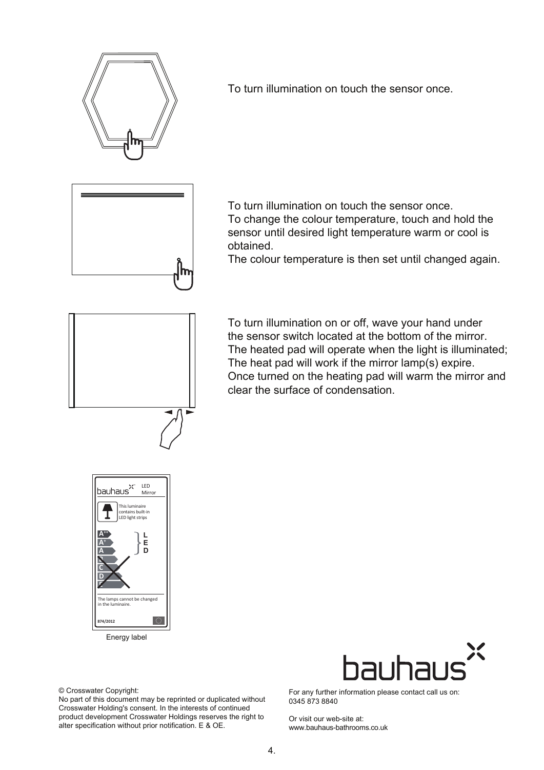To turn illumination on touch the sensor once.

To turn illumination on touch the sensor once.
To change the colour temperature, touch and hold the sensor until desired light temperature warm or cool is obtained.
The colour temperature is then set until changed again.

To turn illumination on or off, wave your hand under the sensor switch located at the bottom of the mirror.
The heated pad will operate when the light is illuminated;
The heat pad will work if the mirror lamp(s) expire.
Once turned on the heating pad will warm the mirror and clear the surface of condensation.

bauhaus LED Mirror

This luminaire contains built-in LED light strips

A++
A+
A
B
C
D
E

LED

The lamps cannot be changed in the luminaire.

874/2012

Energy label

bauhaus

© Crosswater Copyright:
No part of this document may be reprinted or duplicated without Crosswater Holding's consent. In the interests of continued product development Crosswater Holdings reserves the right to alter specification without prior notification. E & OE.

For any further information please contact call us on:
0345 873 8840

Or visit our web-site at:
www.bauhaus-bathrooms.co.uk